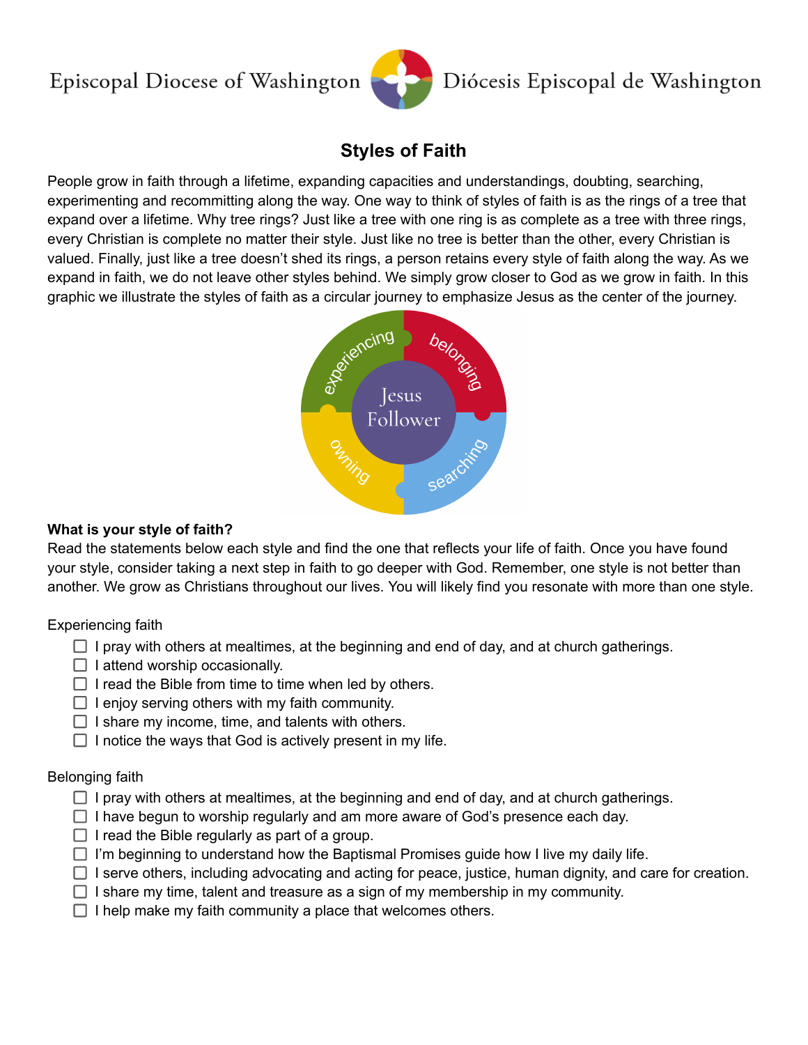Episcopal Diocese of Washington Diócesis Episcopal de Washington

# Styles of Faith

People grow in faith through a lifetime, expanding capacities and understandings, doubting, searching, experimenting and recommitting along the way. One way to think of styles of faith is as the rings of a tree that expand over a lifetime. Why tree rings? Just like a tree with one ring is as complete as a tree with three rings, every Christian is complete no matter their style. Just like no tree is better than the other, every Christian is valued. Finally, just like a tree doesn't shed its rings, a person retains every style of faith along the way. As we expand in faith, we do not leave other styles behind. We simply grow closer to God as we grow in faith. In this graphic we illustrate the styles of faith as a circular journey to emphasize Jesus as the center of the journey.

experiencing | belonging | searching | owning | Jesus Follower

**What is your style of faith?**
Read the statements below each style and find the one that reflects your life of faith. Once you have found your style, consider taking a next step in faith to go deeper with God. Remember, one style is not better than another. We grow as Christians throughout our lives. You will likely find you resonate with more than one style.

Experiencing faith

- [ ] I pray with others at mealtimes, at the beginning and end of day, and at church gatherings.
- [ ] I attend worship occasionally.
- [ ] I read the Bible from time to time when led by others.
- [ ] I enjoy serving others with my faith community.
- [ ] I share my income, time, and talents with others.
- [ ] I notice the ways that God is actively present in my life.

Belonging faith

- [ ] I pray with others at mealtimes, at the beginning and end of day, and at church gatherings.
- [ ] I have begun to worship regularly and am more aware of God's presence each day.
- [ ] I read the Bible regularly as part of a group.
- [ ] I'm beginning to understand how the Baptismal Promises guide how I live my daily life.
- [ ] I serve others, including advocating and acting for peace, justice, human dignity, and care for creation.
- [ ] I share my time, talent and treasure as a sign of my membership in my community.
- [ ] I help make my faith community a place that welcomes others.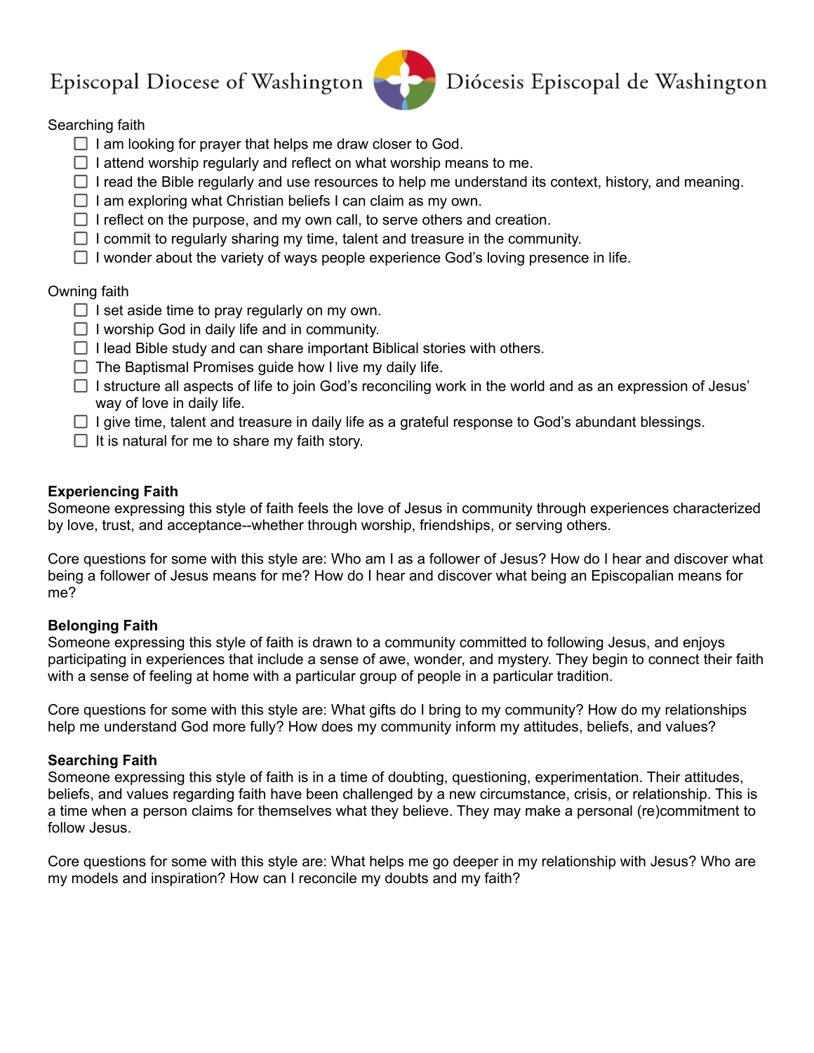Episcopal Diocese of Washington — Diócesis Episcopal de Washington

Searching faith

- ☐ I am looking for prayer that helps me draw closer to God.
- ☐ I attend worship regularly and reflect on what worship means to me.
- ☐ I read the Bible regularly and use resources to help me understand its context, history, and meaning.
- ☐ I am exploring what Christian beliefs I can claim as my own.
- ☐ I reflect on the purpose, and my own call, to serve others and creation.
- ☐ I commit to regularly sharing my time, talent and treasure in the community.
- ☐ I wonder about the variety of ways people experience God's loving presence in life.

Owning faith

- ☐ I set aside time to pray regularly on my own.
- ☐ I worship God in daily life and in community.
- ☐ I lead Bible study and can share important Biblical stories with others.
- ☐ The Baptismal Promises guide how I live my daily life.
- ☐ I structure all aspects of life to join God's reconciling work in the world and as an expression of Jesus' way of love in daily life.
- ☐ I give time, talent and treasure in daily life as a grateful response to God's abundant blessings.
- ☐ It is natural for me to share my faith story.

**Experiencing Faith**

Someone expressing this style of faith feels the love of Jesus in community through experiences characterized by love, trust, and acceptance--whether through worship, friendships, or serving others.

Core questions for some with this style are: Who am I as a follower of Jesus? How do I hear and discover what being a follower of Jesus means for me? How do I hear and discover what being an Episcopalian means for me?

**Belonging Faith**

Someone expressing this style of faith is drawn to a community committed to following Jesus, and enjoys participating in experiences that include a sense of awe, wonder, and mystery. They begin to connect their faith with a sense of feeling at home with a particular group of people in a particular tradition.

Core questions for some with this style are: What gifts do I bring to my community? How do my relationships help me understand God more fully? How does my community inform my attitudes, beliefs, and values?

**Searching Faith**

Someone expressing this style of faith is in a time of doubting, questioning, experimentation. Their attitudes, beliefs, and values regarding faith have been challenged by a new circumstance, crisis, or relationship. This is a time when a person claims for themselves what they believe. They may make a personal (re)commitment to follow Jesus.

Core questions for some with this style are: What helps me go deeper in my relationship with Jesus? Who are my models and inspiration? How can I reconcile my doubts and my faith?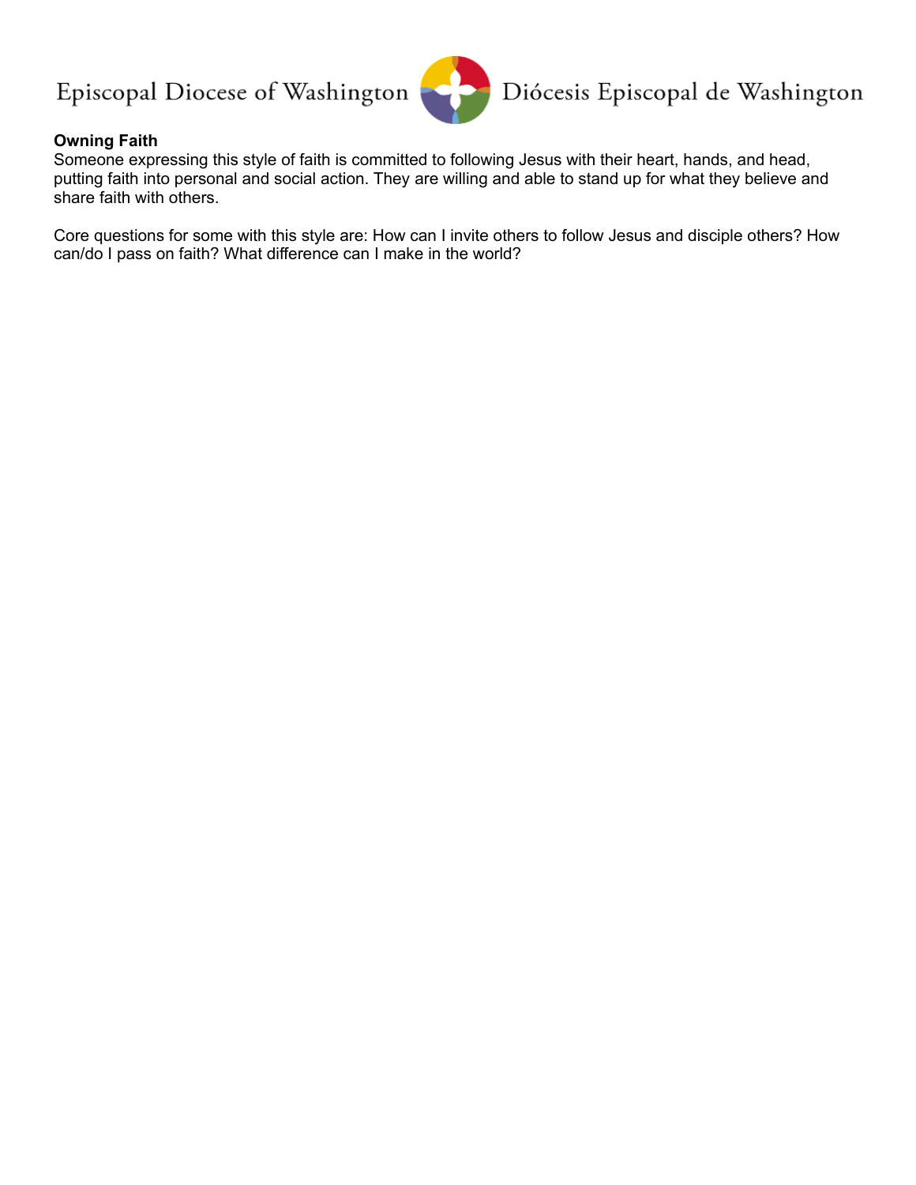**Owning Faith**

Someone expressing this style of faith is committed to following Jesus with their heart, hands, and head, putting faith into personal and social action. They are willing and able to stand up for what they believe and share faith with others.

Core questions for some with this style are: How can I invite others to follow Jesus and disciple others? How can/do I pass on faith? What difference can I make in the world?